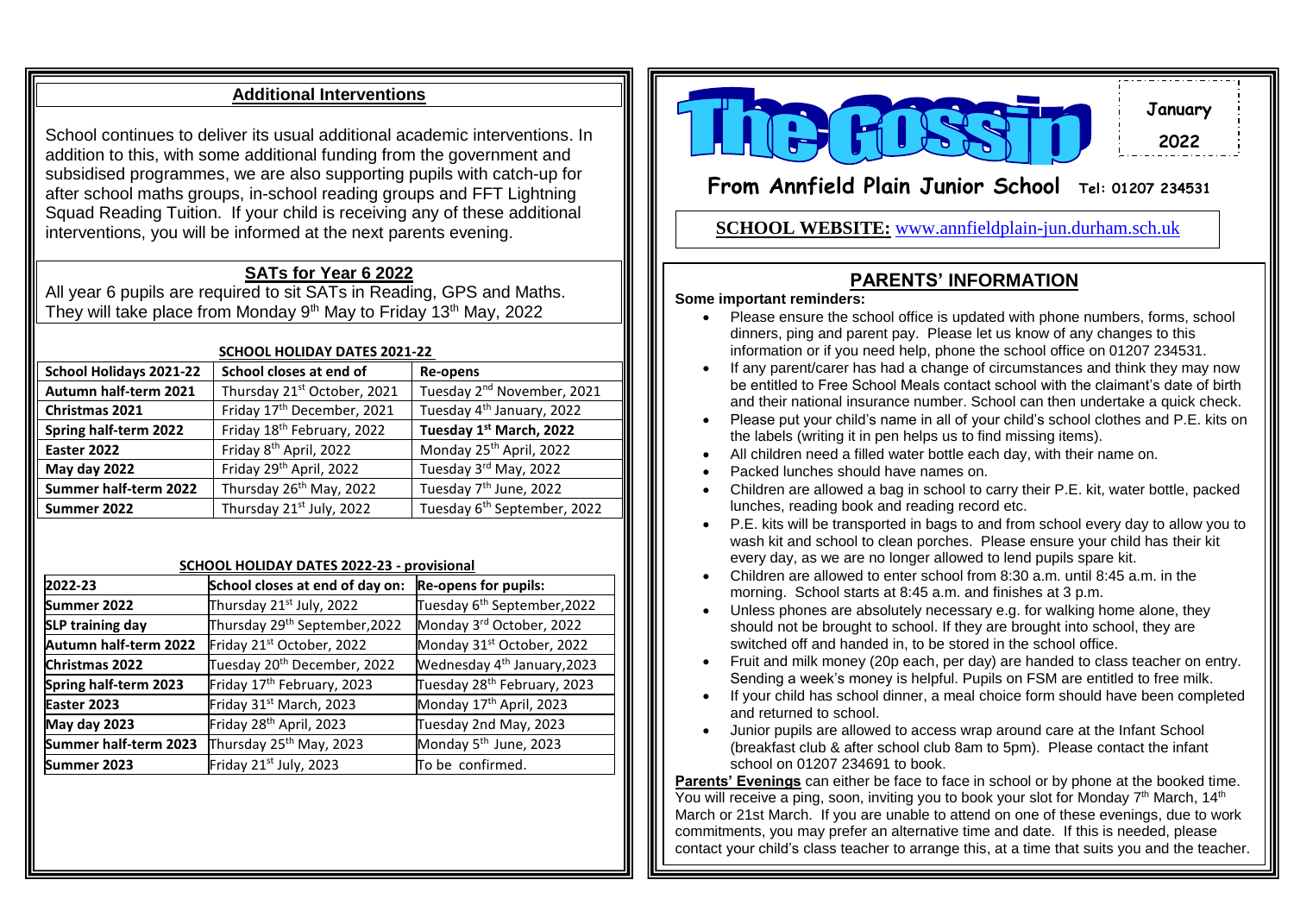## Additional Interventions

School continues to deliver its usual additional academic interventions. In addition to this, with some additional funding from the government and subsidised programmes, we are also supporting pupils with catch-up for after school maths groups, in-school reading groups and FFT Lightning Squad Reading Tuition. If your child is receiving any of these additional interventions, you will be informed at the next parents evening.

## SATs for Year 6 2022

All year 6 pupils are required to sit SATs in Reading, GPS and Maths. They will take place from Monday 9th May to Friday 13th May, 2022

**SCHOOL HOLIDAY DATES 2021-22**

| School Holidays 2021-22 | School closes at end of | Re-opens |
|---|---|---|
| **Autumn half-term 2021** | Thursday 21st October, 2021 | Tuesday 2nd November, 2021 |
| **Christmas 2021** | Friday 17th December, 2021 | Tuesday 4th January, 2022 |
| **Spring half-term 2022** | Friday 18th February, 2022 | **Tuesday 1st March, 2022** |
| **Easter 2022** | Friday 8th April, 2022 | Monday 25th April, 2022 |
| **May day 2022** | Friday 29th April, 2022 | Tuesday 3rd May, 2022 |
| **Summer half-term 2022** | Thursday 26th May, 2022 | Tuesday 7th June, 2022 |
| **Summer 2022** | Thursday 21st July, 2022 | Tuesday 6th September, 2022 |

**SCHOOL HOLIDAY DATES 2022-23 - provisional**

| 2022-23 | School closes at end of day on: | Re-opens for pupils: |
|---|---|---|
| **Summer 2022** | Thursday 21st July, 2022 | Tuesday 6th September,2022 |
| **SLP training day** | Thursday 29th September,2022 | Monday 3rd October, 2022 |
| **Autumn half-term 2022** | Friday 21st October, 2022 | Monday 31st October, 2022 |
| **Christmas 2022** | Tuesday 20th December, 2022 | Wednesday 4th January,2023 |
| **Spring half-term 2023** | Friday 17th February, 2023 | Tuesday 28th February, 2023 |
| **Easter 2023** | Friday 31st March, 2023 | Monday 17th April, 2023 |
| **May day 2023** | Friday 28th April, 2023 | Tuesday 2nd May, 2023 |
| **Summer half-term 2023** | Thursday 25th May, 2023 | Monday 5th June, 2023 |
| **Summer 2023** | Friday 21st July, 2023 | To be confirmed. |

# The Gossip

**January 2022**

**From Annfield Plain Junior School** Tel: 01207 234531

**SCHOOL WEBSITE:** www.annfieldplain-jun.durham.sch.uk

## PARENTS' INFORMATION

**Some important reminders:**

- Please ensure the school office is updated with phone numbers, forms, school dinners, ping and parent pay. Please let us know of any changes to this information or if you need help, phone the school office on 01207 234531.
- If any parent/carer has had a change of circumstances and think they may now be entitled to Free School Meals contact school with the claimant's date of birth and their national insurance number. School can then undertake a quick check.
- Please put your child's name in all of your child's school clothes and P.E. kits on the labels (writing it in pen helps us to find missing items).
- All children need a filled water bottle each day, with their name on.
- Packed lunches should have names on.
- Children are allowed a bag in school to carry their P.E. kit, water bottle, packed lunches, reading book and reading record etc.
- P.E. kits will be transported in bags to and from school every day to allow you to wash kit and school to clean porches. Please ensure your child has their kit every day, as we are no longer allowed to lend pupils spare kit.
- Children are allowed to enter school from 8:30 a.m. until 8:45 a.m. in the morning. School starts at 8:45 a.m. and finishes at 3 p.m.
- Unless phones are absolutely necessary e.g. for walking home alone, they should not be brought to school. If they are brought into school, they are switched off and handed in, to be stored in the school office.
- Fruit and milk money (20p each, per day) are handed to class teacher on entry. Sending a week's money is helpful. Pupils on FSM are entitled to free milk.
- If your child has school dinner, a meal choice form should have been completed and returned to school.
- Junior pupils are allowed to access wrap around care at the Infant School (breakfast club & after school club 8am to 5pm). Please contact the infant school on 01207 234691 to book.

**Parents' Evenings** can either be face to face in school or by phone at the booked time. You will receive a ping, soon, inviting you to book your slot for Monday 7th March, 14th March or 21st March. If you are unable to attend on one of these evenings, due to work commitments, you may prefer an alternative time and date. If this is needed, please contact your child's class teacher to arrange this, at a time that suits you and the teacher.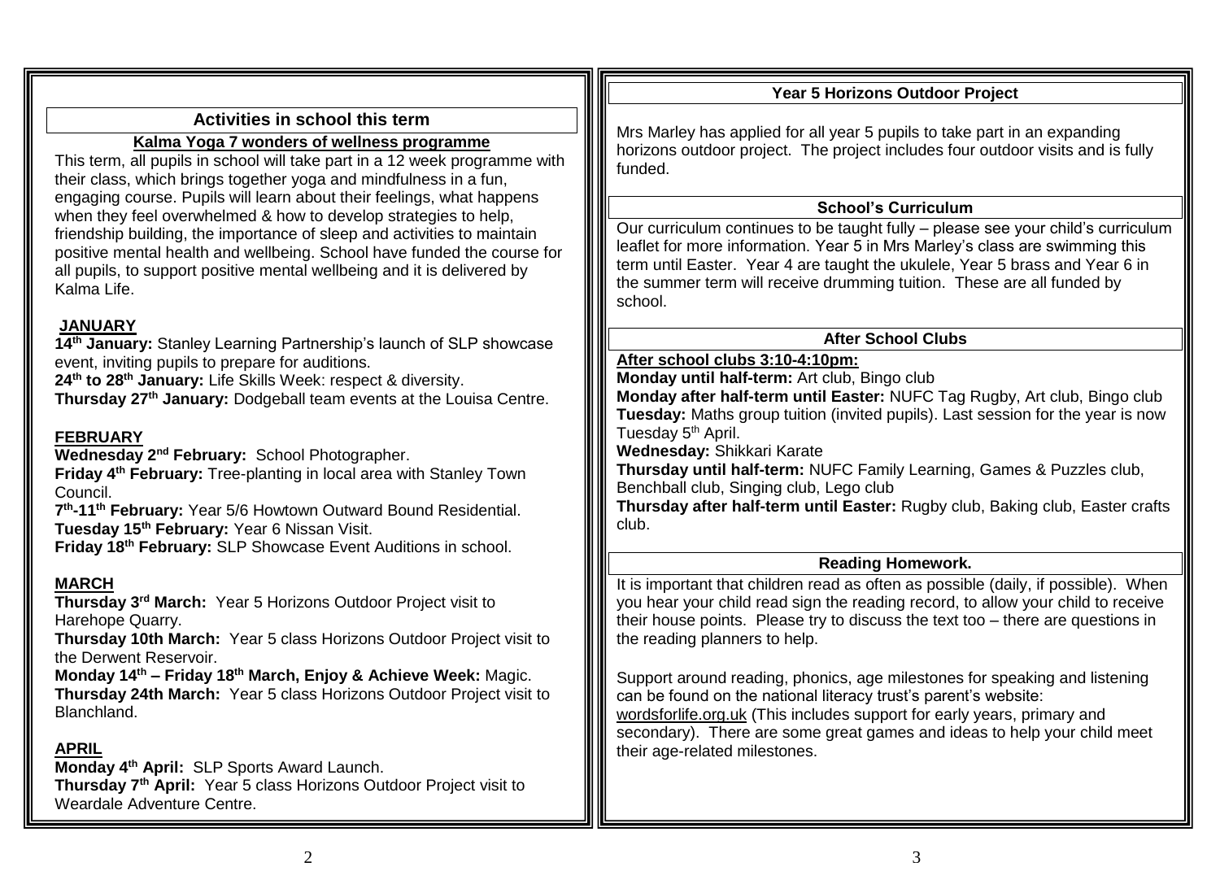## Activities in school this term

**Kalma Yoga 7 wonders of wellness programme**

This term, all pupils in school will take part in a 12 week programme with their class, which brings together yoga and mindfulness in a fun, engaging course. Pupils will learn about their feelings, what happens when they feel overwhelmed & how to develop strategies to help, friendship building, the importance of sleep and activities to maintain positive mental health and wellbeing. School have funded the course for all pupils, to support positive mental wellbeing and it is delivered by Kalma Life.

**JANUARY**

**14th January:** Stanley Learning Partnership's launch of SLP showcase event, inviting pupils to prepare for auditions.
**24th to 28th January:** Life Skills Week: respect & diversity.
**Thursday 27th January:** Dodgeball team events at the Louisa Centre.

**FEBRUARY**

**Wednesday 2nd February:** School Photographer.
**Friday 4th February:** Tree-planting in local area with Stanley Town Council.
**7th-11th February:** Year 5/6 Howtown Outward Bound Residential.
**Tuesday 15th February:** Year 6 Nissan Visit.
**Friday 18th February:** SLP Showcase Event Auditions in school.

**MARCH**

**Thursday 3rd March:** Year 5 Horizons Outdoor Project visit to Harehope Quarry.
**Thursday 10th March:** Year 5 class Horizons Outdoor Project visit to the Derwent Reservoir.
**Monday 14th – Friday 18th March, Enjoy & Achieve Week:** Magic.
**Thursday 24th March:** Year 5 class Horizons Outdoor Project visit to Blanchland.

**APRIL**

**Monday 4th April:** SLP Sports Award Launch.
**Thursday 7th April:** Year 5 class Horizons Outdoor Project visit to Weardale Adventure Centre.

## Year 5 Horizons Outdoor Project

Mrs Marley has applied for all year 5 pupils to take part in an expanding horizons outdoor project. The project includes four outdoor visits and is fully funded.

## School's Curriculum

Our curriculum continues to be taught fully – please see your child's curriculum leaflet for more information. Year 5 in Mrs Marley's class are swimming this term until Easter. Year 4 are taught the ukulele, Year 5 brass and Year 6 in the summer term will receive drumming tuition. These are all funded by school.

## After School Clubs

**After school clubs 3:10-4:10pm:**
**Monday until half-term:** Art club, Bingo club
**Monday after half-term until Easter:** NUFC Tag Rugby, Art club, Bingo club
**Tuesday:** Maths group tuition (invited pupils). Last session for the year is now Tuesday 5th April.
**Wednesday:** Shikkari Karate
**Thursday until half-term:** NUFC Family Learning, Games & Puzzles club, Benchball club, Singing club, Lego club
**Thursday after half-term until Easter:** Rugby club, Baking club, Easter crafts club.

## Reading Homework.

It is important that children read as often as possible (daily, if possible). When you hear your child read sign the reading record, to allow your child to receive their house points. Please try to discuss the text too – there are questions in the reading planners to help.

Support around reading, phonics, age milestones for speaking and listening can be found on the national literacy trust's parent's website: wordsforlife.org.uk (This includes support for early years, primary and secondary). There are some great games and ideas to help your child meet their age-related milestones.